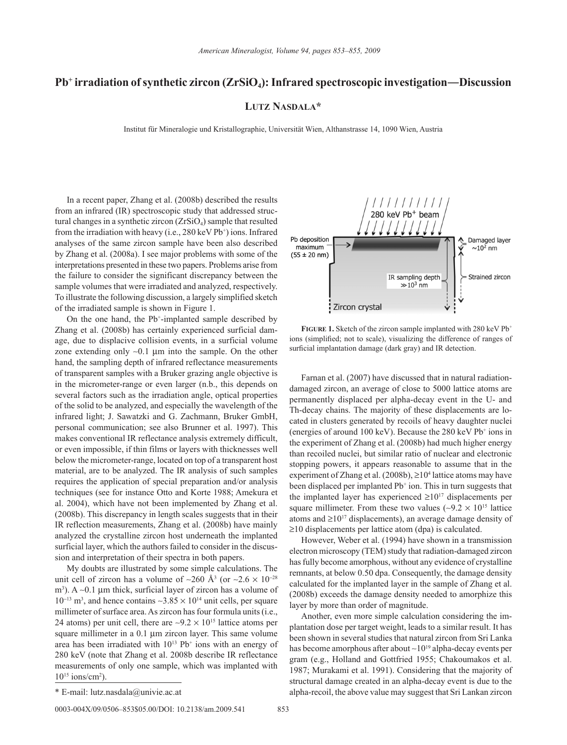# $Pb^+$ irradiation of synthetic zircon ($ZrSiO_4$): Infrared spectroscopic investigation—Discussion

**Lutz Nasdala***

Institut für Mineralogie und Kristallographie, Universität Wien, Althanstrasse 14, 1090 Wien, Austria

In a recent paper, Zhang et al. (2008b) described the results from an infrared (IR) spectroscopic study that addressed structural changes in a synthetic zircon ($ZrSiO_4$) sample that resulted from the irradiation with heavy (i.e., 280 keV $Pb^+$) ions. Infrared analyses of the same zircon sample have been also described by Zhang et al. (2008a). I see major problems with some of the interpretations presented in these two papers. Problems arise from the failure to consider the significant discrepancy between the sample volumes that were irradiated and analyzed, respectively. To illustrate the following discussion, a largely simplified sketch of the irradiated sample is shown in Figure 1.

On the one hand, the $Pb^+$-implanted sample described by Zhang et al. (2008b) has certainly experienced surficial damage, due to displacive collision events, in a surficial volume zone extending only ~0.1 μm into the sample. On the other hand, the sampling depth of infrared reflectance measurements of transparent samples with a Bruker grazing angle objective is in the micrometer-range or even larger (n.b., this depends on several factors such as the irradiation angle, optical properties of the solid to be analyzed, and especially the wavelength of the infrared light; J. Sawatzki and G. Zachmann, Bruker GmbH, personal communication; see also Brunner et al. 1997). This makes conventional IR reflectance analysis extremely difficult, or even impossible, if thin films or layers with thicknesses well below the micrometer-range, located on top of a transparent host material, are to be analyzed. The IR analysis of such samples requires the application of special preparation and/or analysis techniques (see for instance Otto and Korte 1988; Amekura et al. 2004), which have not been implemented by Zhang et al. (2008b). This discrepancy in length scales suggests that in their IR reflection measurements, Zhang et al. (2008b) have mainly analyzed the crystalline zircon host underneath the implanted surficial layer, which the authors failed to consider in the discussion and interpretation of their spectra in both papers.

My doubts are illustrated by some simple calculations. The unit cell of zircon has a volume of ~260 Å$^3$ (or ~$2.6 \times 10^{-28}$ m$^3$). A ~0.1 μm thick, surficial layer of zircon has a volume of $10^{-13}$ m$^3$, and hence contains ~$3.85 \times 10^{14}$ unit cells, per square millimeter of surface area. As zircon has four formula units (i.e., 24 atoms) per unit cell, there are ~$9.2 \times 10^{15}$ lattice atoms per square millimeter in a 0.1 μm zircon layer. This same volume area has been irradiated with $10^{13}$ $Pb^+$ ions with an energy of 280 keV (note that Zhang et al. 2008b describe IR reflectance measurements of only one sample, which was implanted with $10^{15}$ ions/cm$^2$).

\* E-mail: lutz.nasdala@univie.ac.at

**Figure 1.** Sketch of the zircon sample implanted with 280 keV $Pb^+$ ions (simplified; not to scale), visualizing the difference of ranges of surficial implantation damage (dark gray) and IR detection.

Farnan et al. (2007) have discussed that in natural radiation-damaged zircon, an average of close to 5000 lattice atoms are permanently displaced per alpha-decay event in the U- and Th-decay chains. The majority of these displacements are located in clusters generated by recoils of heavy daughter nuclei (energies of around 100 keV). Because the 280 keV $Pb^+$ ions in the experiment of Zhang et al. (2008b) had much higher energy than recoiled nuclei, but similar ratio of nuclear and electronic stopping powers, it appears reasonable to assume that in the experiment of Zhang et al. (2008b), $\geq 10^4$ lattice atoms may have been displaced per implanted $Pb^+$ ion. This in turn suggests that the implanted layer has experienced $\geq 10^{17}$ displacements per square millimeter. From these two values (~$9.2 \times 10^{15}$ lattice atoms and $\geq 10^{17}$ displacements), an average damage density of $\geq 10$ displacements per lattice atom (dpa) is calculated.

However, Weber et al. (1994) have shown in a transmission electron microscopy (TEM) study that radiation-damaged zircon has fully become amorphous, without any evidence of crystalline remnants, at below 0.50 dpa. Consequently, the damage density calculated for the implanted layer in the sample of Zhang et al. (2008b) exceeds the damage density needed to amorphize this layer by more than order of magnitude.

Another, even more simple calculation considering the implantation dose per target weight, leads to a similar result. It has been shown in several studies that natural zircon from Sri Lanka has become amorphous after about ~$10^{19}$ alpha-decay events per gram (e.g., Holland and Gottfried 1955; Chakoumakos et al. 1987; Murakami et al. 1991). Considering that the majority of structural damage created in an alpha-decay event is due to the alpha-recoil, the above value may suggest that Sri Lankan zircon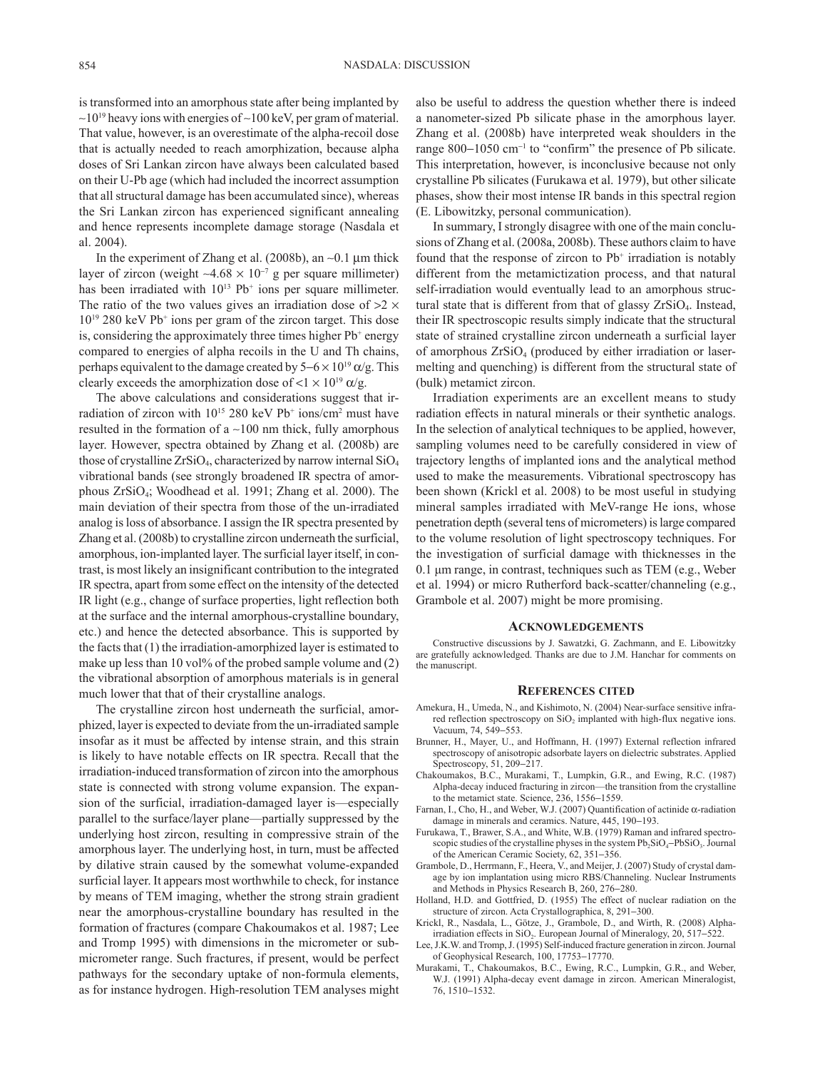is transformed into an amorphous state after being implanted by ~$10^{19}$ heavy ions with energies of ~100 keV, per gram of material. That value, however, is an overestimate of the alpha-recoil dose that is actually needed to reach amorphization, because alpha doses of Sri Lankan zircon have always been calculated based on their U-Pb age (which had included the incorrect assumption that all structural damage has been accumulated since), whereas the Sri Lankan zircon has experienced significant annealing and hence represents incomplete damage storage (Nasdala et al. 2004).

In the experiment of Zhang et al. (2008b), an ~0.1 µm thick layer of zircon (weight ~$4.68 \times 10^{-7}$ g per square millimeter) has been irradiated with $10^{13}$ $Pb^+$ ions per square millimeter. The ratio of the two values gives an irradiation dose of >$2 \times 10^{19}$ 280 keV $Pb^+$ ions per gram of the zircon target. This dose is, considering the approximately three times higher $Pb^+$ energy compared to energies of alpha recoils in the U and Th chains, perhaps equivalent to the damage created by $5–6 \times 10^{19}$ α/g. This clearly exceeds the amorphization dose of <$1 \times 10^{19}$ α/g.

The above calculations and considerations suggest that irradiation of zircon with $10^{15}$ 280 keV $Pb^+$ ions/$cm^2$ must have resulted in the formation of a ~100 nm thick, fully amorphous layer. However, spectra obtained by Zhang et al. (2008b) are those of crystalline $ZrSiO_4$, characterized by narrow internal $SiO_4$ vibrational bands (see strongly broadened IR spectra of amorphous $ZrSiO_4$; Woodhead et al. 1991; Zhang et al. 2000). The main deviation of their spectra from those of the un-irradiated analog is loss of absorbance. I assign the IR spectra presented by Zhang et al. (2008b) to crystalline zircon underneath the surficial, amorphous, ion-implanted layer. The surficial layer itself, in contrast, is most likely an insignificant contribution to the integrated IR spectra, apart from some effect on the intensity of the detected IR light (e.g., change of surface properties, light reflection both at the surface and the internal amorphous-crystalline boundary, etc.) and hence the detected absorbance. This is supported by the facts that (1) the irradiation-amorphized layer is estimated to make up less than 10 vol% of the probed sample volume and (2) the vibrational absorption of amorphous materials is in general much lower that that of their crystalline analogs.

The crystalline zircon host underneath the surficial, amorphized, layer is expected to deviate from the un-irradiated sample insofar as it must be affected by intense strain, and this strain is likely to have notable effects on IR spectra. Recall that the irradiation-induced transformation of zircon into the amorphous state is connected with strong volume expansion. The expansion of the surficial, irradiation-damaged layer is—especially parallel to the surface/layer plane—partially suppressed by the underlying host zircon, resulting in compressive strain of the amorphous layer. The underlying host, in turn, must be affected by dilative strain caused by the somewhat volume-expanded surficial layer. It appears most worthwhile to check, for instance by means of TEM imaging, whether the strong strain gradient near the amorphous-crystalline boundary has resulted in the formation of fractures (compare Chakoumakos et al. 1987; Lee and Tromp 1995) with dimensions in the micrometer or sub-micrometer range. Such fractures, if present, would be perfect pathways for the secondary uptake of non-formula elements, as for instance hydrogen. High-resolution TEM analyses might also be useful to address the question whether there is indeed a nanometer-sized Pb silicate phase in the amorphous layer. Zhang et al. (2008b) have interpreted weak shoulders in the range 800–1050 $cm^{-1}$ to "confirm" the presence of Pb silicate. This interpretation, however, is inconclusive because not only crystalline Pb silicates (Furukawa et al. 1979), but other silicate phases, show their most intense IR bands in this spectral region (E. Libowitzky, personal communication).

In summary, I strongly disagree with one of the main conclusions of Zhang et al. (2008a, 2008b). These authors claim to have found that the response of zircon to $Pb^+$ irradiation is notably different from the metamictization process, and that natural self-irradiation would eventually lead to an amorphous structural state that is different from that of glassy $ZrSiO_4$. Instead, their IR spectroscopic results simply indicate that the structural state of strained crystalline zircon underneath a surficial layer of amorphous $ZrSiO_4$ (produced by either irradiation or laser-melting and quenching) is different from the structural state of (bulk) metamict zircon.

Irradiation experiments are an excellent means to study radiation effects in natural minerals or their synthetic analogs. In the selection of analytical techniques to be applied, however, sampling volumes need to be carefully considered in view of trajectory lengths of implanted ions and the analytical method used to make the measurements. Vibrational spectroscopy has been shown (Krickl et al. 2008) to be most useful in studying mineral samples irradiated with MeV-range He ions, whose penetration depth (several tens of micrometers) is large compared to the volume resolution of light spectroscopy techniques. For the investigation of surficial damage with thicknesses in the 0.1 µm range, in contrast, techniques such as TEM (e.g., Weber et al. 1994) or micro Rutherford back-scatter/channeling (e.g., Grambole et al. 2007) might be more promising.

## Acknowledgements

Constructive discussions by J. Sawatzki, G. Zachmann, and E. Libowitzky are gratefully acknowledged. Thanks are due to J.M. Hanchar for comments on the manuscript.

## References cited

Amekura, H., Umeda, N., and Kishimoto, N. (2004) Near-surface sensitive infrared reflection spectroscopy on $SiO_2$ implanted with high-flux negative ions. Vacuum, 74, 549–553.

Brunner, H., Mayer, U., and Hoffmann, H. (1997) External reflection infrared spectroscopy of anisotropic adsorbate layers on dielectric substrates. Applied Spectroscopy, 51, 209–217.

Chakoumakos, B.C., Murakami, T., Lumpkin, G.R., and Ewing, R.C. (1987) Alpha-decay induced fracturing in zircon—the transition from the crystalline to the metamict state. Science, 236, 1556–1559.

Farnan, I., Cho, H., and Weber, W.J. (2007) Quantification of actinide α-radiation damage in minerals and ceramics. Nature, 445, 190–193.

Furukawa, T., Brawer, S.A., and White, W.B. (1979) Raman and infrared spectroscopic studies of the crystalline physes in the system $Pb_2SiO_4$–$PbSiO_3$. Journal of the American Ceramic Society, 62, 351–356.

Grambole, D., Herrmann, F., Heera, V., and Meijer, J. (2007) Study of crystal damage by ion implantation using micro RBS/Channeling. Nuclear Instruments and Methods in Physics Research B, 260, 276–280.

Holland, H.D. and Gottfried, D. (1955) The effect of nuclear radiation on the structure of zircon. Acta Crystallographica, 8, 291–300.

Krickl, R., Nasdala, L., Götze, J., Grambole, D., and Wirth, R. (2008) Alpha-irradiation effects in $SiO_2$. European Journal of Mineralogy, 20, 517–522.

Lee, J.K.W. and Tromp, J. (1995) Self-induced fracture generation in zircon. Journal of Geophysical Research, 100, 17753–17770.

Murakami, T., Chakoumakos, B.C., Ewing, R.C., Lumpkin, G.R., and Weber, W.J. (1991) Alpha-decay event damage in zircon. American Mineralogist, 76, 1510–1532.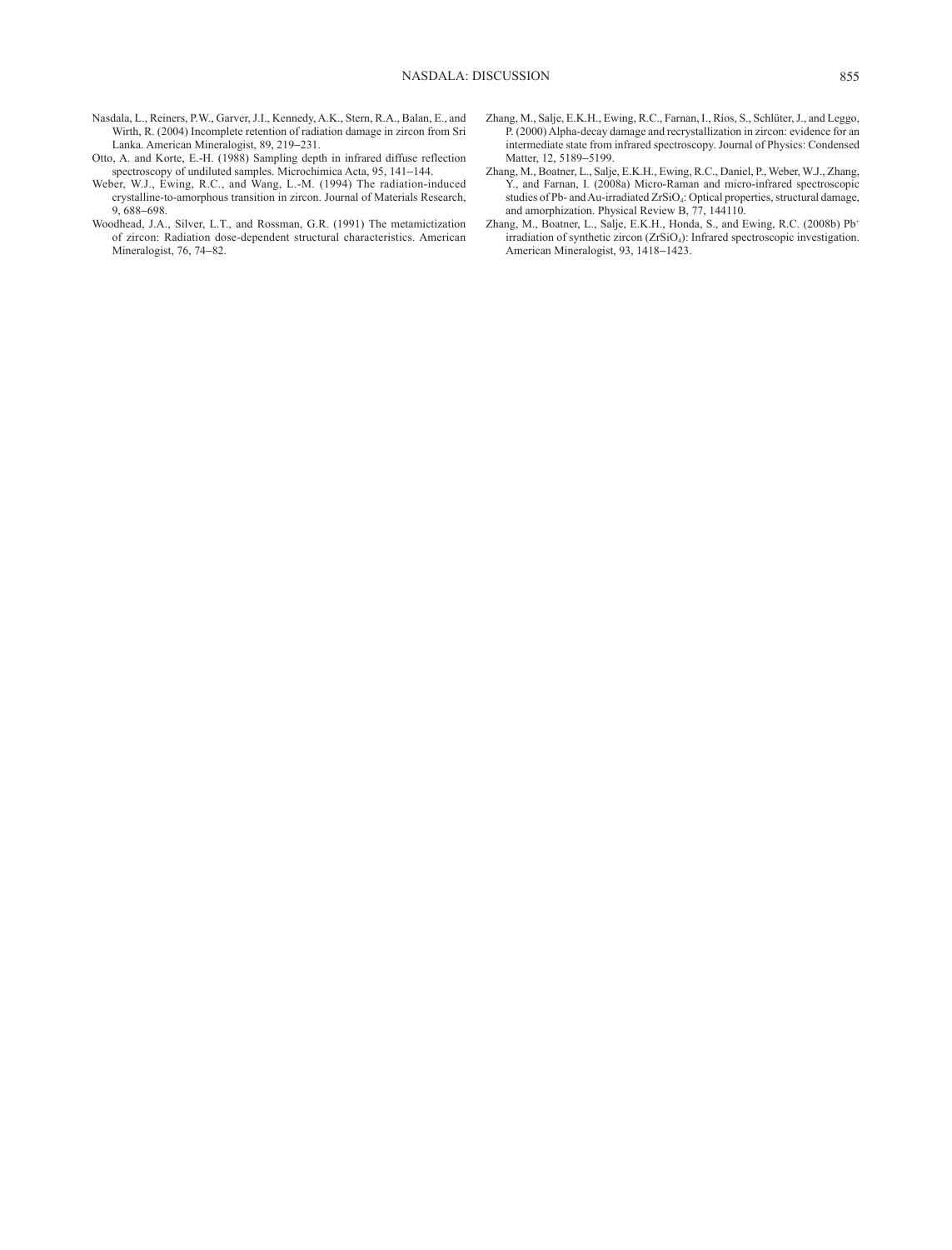Nasdala, L., Reiners, P.W., Garver, J.I., Kennedy, A.K., Stern, R.A., Balan, E., and Wirth, R. (2004) Incomplete retention of radiation damage in zircon from Sri Lanka. American Mineralogist, 89, 219–231.

Otto, A. and Korte, E.-H. (1988) Sampling depth in infrared diffuse reflection spectroscopy of undiluted samples. Microchimica Acta, 95, 141–144.

Weber, W.J., Ewing, R.C., and Wang, L.-M. (1994) The radiation-induced crystalline-to-amorphous transition in zircon. Journal of Materials Research, 9, 688–698.

Woodhead, J.A., Silver, L.T., and Rossman, G.R. (1991) The metamictization of zircon: Radiation dose-dependent structural characteristics. American Mineralogist, 76, 74–82.

Zhang, M., Salje, E.K.H., Ewing, R.C., Farnan, I., Ríos, S., Schlüter, J., and Leggo, P. (2000) Alpha-decay damage and recrystallization in zircon: evidence for an intermediate state from infrared spectroscopy. Journal of Physics: Condensed Matter, 12, 5189–5199.

Zhang, M., Boatner, L., Salje, E.K.H., Ewing, R.C., Daniel, P., Weber, W.J., Zhang, Y., and Farnan, I. (2008a) Micro-Raman and micro-infrared spectroscopic studies of Pb- and Au-irradiated $ZrSiO_4$: Optical properties, structural damage, and amorphization. Physical Review B, 77, 144110.

Zhang, M., Boatner, L., Salje, E.K.H., Honda, S., and Ewing, R.C. (2008b) $Pb^+$ irradiation of synthetic zircon ($ZrSiO_4$): Infrared spectroscopic investigation. American Mineralogist, 93, 1418–1423.